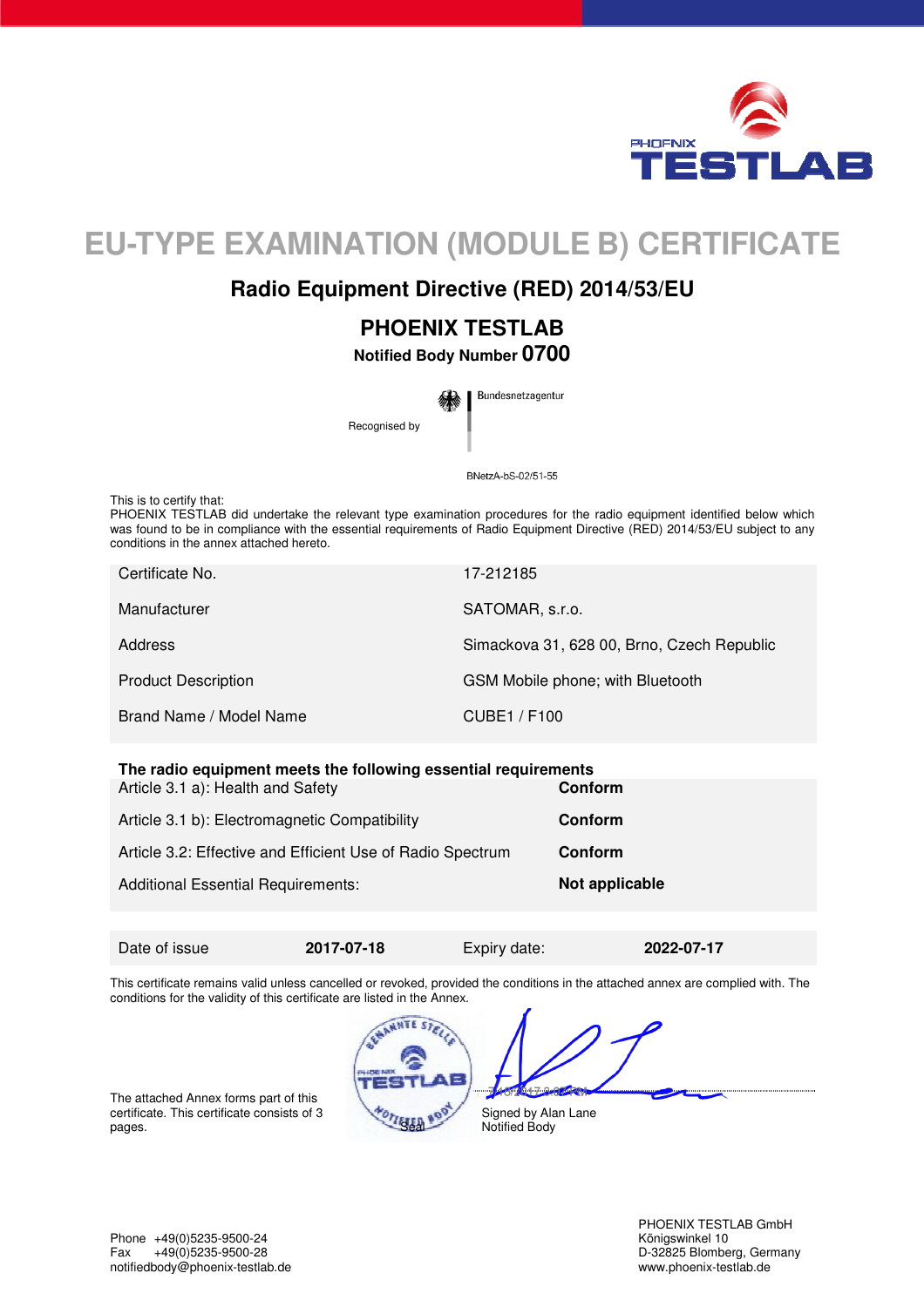# EU-TYPE EXAMINATION (MODULE B) CERTIFICATE

## Radio Equipment Directive (RED) 2014/53/EU

### PHOENIX TESTLAB

**Notified Body Number 0700**

Recognised by Bundesnetzagentur

BNetzA-bS-02/51-55

This is to certify that:
PHOENIX TESTLAB did undertake the relevant type examination procedures for the radio equipment identified below which was found to be in compliance with the essential requirements of Radio Equipment Directive (RED) 2014/53/EU subject to any conditions in the annex attached hereto.

| | |
|---|---|
| Certificate No. | 17-212185 |
| Manufacturer | SATOMAR, s.r.o. |
| Address | Simackova 31, 628 00, Brno, Czech Republic |
| Product Description | GSM Mobile phone; with Bluetooth |
| Brand Name / Model Name | CUBE1 / F100 |

**The radio equipment meets the following essential requirements**

| | |
|---|---|
| Article 3.1 a): Health and Safety | **Conform** |
| Article 3.1 b): Electromagnetic Compatibility | **Conform** |
| Article 3.2: Effective and Efficient Use of Radio Spectrum | **Conform** |
| Additional Essential Requirements: | **Not applicable** |

| | | | |
|---|---|---|---|
| Date of issue | **2017-07-18** | Expiry date: | **2022-07-17** |

This certificate remains valid unless cancelled or revoked, provided the conditions in the attached annex are complied with. The conditions for the validity of this certificate are listed in the Annex.

The attached Annex forms part of this certificate. This certificate consists of 3 pages.

Seal

Signed by Alan Lane
Notified Body

Phone +49(0)5235-9500-24
Fax +49(0)5235-9500-28
notifiedbody@phoenix-testlab.de

PHOENIX TESTLAB GmbH
Königswinkel 10
D-32825 Blomberg, Germany
www.phoenix-testlab.de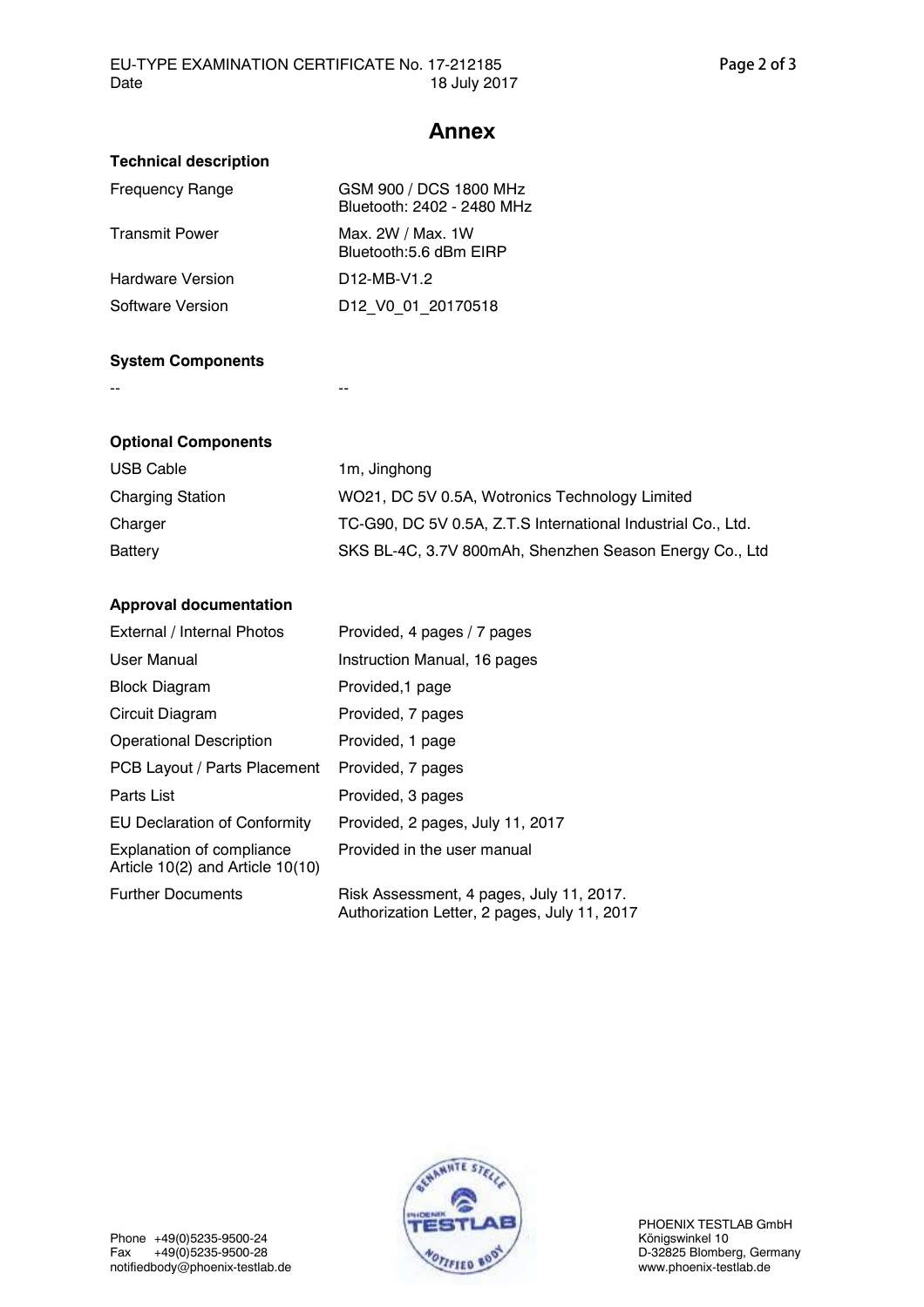## Annex

### Technical description

| | |
|---|---|
| Frequency Range | GSM 900 / DCS 1800 MHz<br>Bluetooth: 2402 - 2480 MHz |
| Transmit Power | Max. 2W / Max. 1W<br>Bluetooth:5.6 dBm EIRP |
| Hardware Version | D12-MB-V1.2 |
| Software Version | D12_V0_01_20170518 |

### System Components

| | |
|---|---|
| -- | -- |

### Optional Components

| | |
|---|---|
| USB Cable | 1m, Jinghong |
| Charging Station | WO21, DC 5V 0.5A, Wotronics Technology Limited |
| Charger | TC-G90, DC 5V 0.5A, Z.T.S International Industrial Co., Ltd. |
| Battery | SKS BL-4C, 3.7V 800mAh, Shenzhen Season Energy Co., Ltd |

### Approval documentation

| | |
|---|---|
| External / Internal Photos | Provided, 4 pages / 7 pages |
| User Manual | Instruction Manual, 16 pages |
| Block Diagram | Provided,1 page |
| Circuit Diagram | Provided, 7 pages |
| Operational Description | Provided, 1 page |
| PCB Layout / Parts Placement | Provided, 7 pages |
| Parts List | Provided, 3 pages |
| EU Declaration of Conformity | Provided, 2 pages, July 11, 2017 |
| Explanation of compliance Article 10(2) and Article 10(10) | Provided in the user manual |
| Further Documents | Risk Assessment, 4 pages, July 11, 2017.<br>Authorization Letter, 2 pages, July 11, 2017 |

Phone +49(0)5235-9500-24
Fax +49(0)5235-9500-28
notifiedbody@phoenix-testlab.de

PHOENIX TESTLAB GmbH
Königswinkel 10
D-32825 Blomberg, Germany
www.phoenix-testlab.de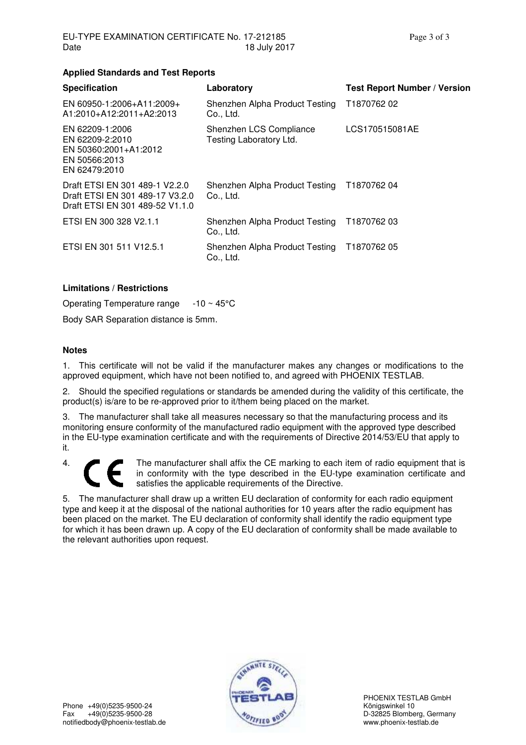**Applied Standards and Test Reports**

| Specification | Laboratory | Test Report Number / Version |
| --- | --- | --- |
| EN 60950-1:2006+A11:2009+ A1:2010+A12:2011+A2:2013 | Shenzhen Alpha Product Testing Co., Ltd. | T1870762 02 |
| EN 62209-1:2006<br>EN 62209-2:2010<br>EN 50360:2001+A1:2012<br>EN 50566:2013<br>EN 62479:2010 | Shenzhen LCS Compliance Testing Laboratory Ltd. | LCS170515081AE |
| Draft ETSI EN 301 489-1 V2.2.0<br>Draft ETSI EN 301 489-17 V3.2.0<br>Draft ETSI EN 301 489-52 V1.1.0 | Shenzhen Alpha Product Testing Co., Ltd. | T1870762 04 |
| ETSI EN 300 328 V2.1.1 | Shenzhen Alpha Product Testing Co., Ltd. | T1870762 03 |
| ETSI EN 301 511 V12.5.1 | Shenzhen Alpha Product Testing Co., Ltd. | T1870762 05 |

**Limitations / Restrictions**

Operating Temperature range -10 ~ 45°C

Body SAR Separation distance is 5mm.

**Notes**

1. This certificate will not be valid if the manufacturer makes any changes or modifications to the approved equipment, which have not been notified to, and agreed with PHOENIX TESTLAB.

2. Should the specified regulations or standards be amended during the validity of this certificate, the product(s) is/are to be re-approved prior to it/them being placed on the market.

3. The manufacturer shall take all measures necessary so that the manufacturing process and its monitoring ensure conformity of the manufactured radio equipment with the approved type described in the EU-type examination certificate and with the requirements of Directive 2014/53/EU that apply to it.

4. CE The manufacturer shall affix the CE marking to each item of radio equipment that is in conformity with the type described in the EU-type examination certificate and satisfies the applicable requirements of the Directive.

5. The manufacturer shall draw up a written EU declaration of conformity for each radio equipment type and keep it at the disposal of the national authorities for 10 years after the radio equipment has been placed on the market. The EU declaration of conformity shall identify the radio equipment type for which it has been drawn up. A copy of the EU declaration of conformity shall be made available to the relevant authorities upon request.

Phone +49(0)5235-9500-24
Fax +49(0)5235-9500-28
notifiedbody@phoenix-testlab.de

PHOENIX TESTLAB GmbH
Königswinkel 10
D-32825 Blomberg, Germany
www.phoenix-testlab.de